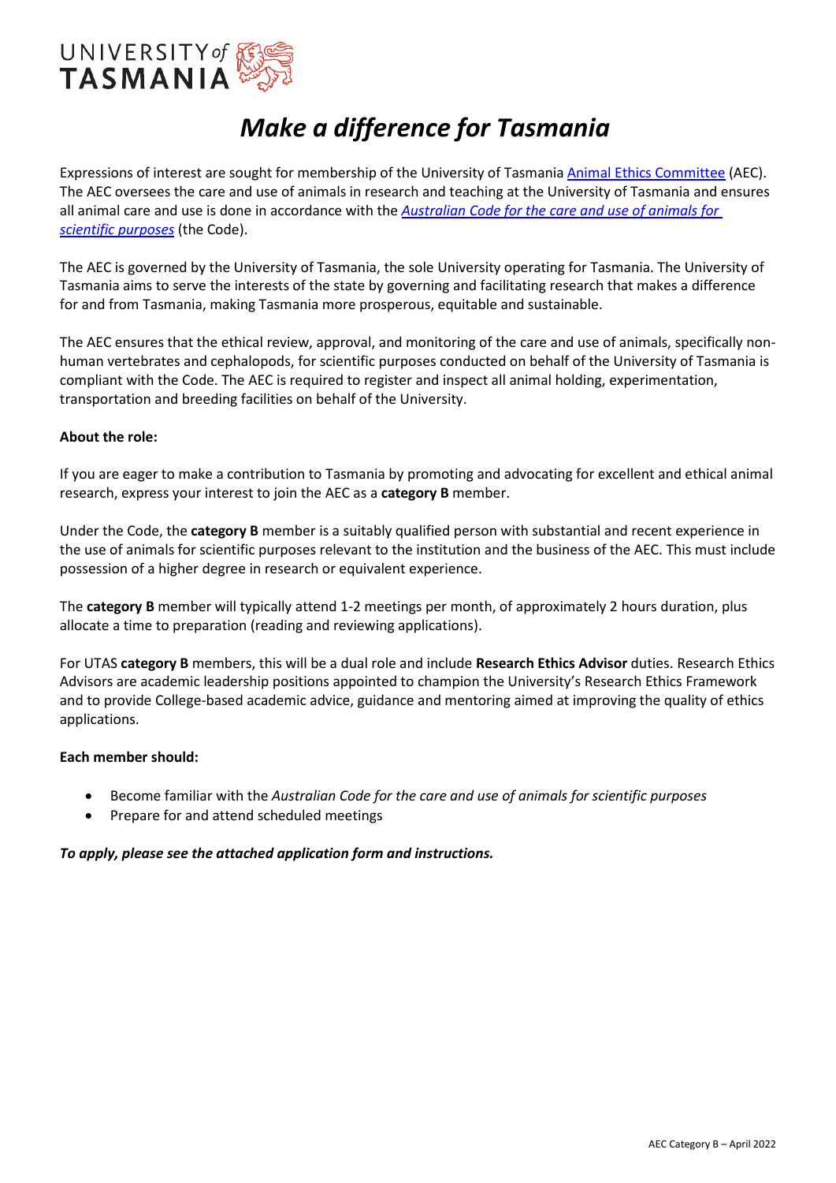UNIVERSITY of TASMANIA

# *Make a difference for Tasmania*

Expressions of interest are sought for membership of the University of Tasmania Animal Ethics Committee (AEC). The AEC oversees the care and use of animals in research and teaching at the University of Tasmania and ensures all animal care and use is done in accordance with the *Australian Code for the care and use of animals for scientific purposes* (the Code).

The AEC is governed by the University of Tasmania, the sole University operating for Tasmania. The University of Tasmania aims to serve the interests of the state by governing and facilitating research that makes a difference for and from Tasmania, making Tasmania more prosperous, equitable and sustainable.

The AEC ensures that the ethical review, approval, and monitoring of the care and use of animals, specifically non-human vertebrates and cephalopods, for scientific purposes conducted on behalf of the University of Tasmania is compliant with the Code. The AEC is required to register and inspect all animal holding, experimentation, transportation and breeding facilities on behalf of the University.

**About the role:**

If you are eager to make a contribution to Tasmania by promoting and advocating for excellent and ethical animal research, express your interest to join the AEC as a **category B** member.

Under the Code, the **category B** member is a suitably qualified person with substantial and recent experience in the use of animals for scientific purposes relevant to the institution and the business of the AEC. This must include possession of a higher degree in research or equivalent experience.

The **category B** member will typically attend 1-2 meetings per month, of approximately 2 hours duration, plus allocate a time to preparation (reading and reviewing applications).

For UTAS **category B** members, this will be a dual role and include **Research Ethics Advisor** duties. Research Ethics Advisors are academic leadership positions appointed to champion the University's Research Ethics Framework and to provide College-based academic advice, guidance and mentoring aimed at improving the quality of ethics applications.

**Each member should:**

- Become familiar with the *Australian Code for the care and use of animals for scientific purposes*
- Prepare for and attend scheduled meetings

***To apply, please see the attached application form and instructions.***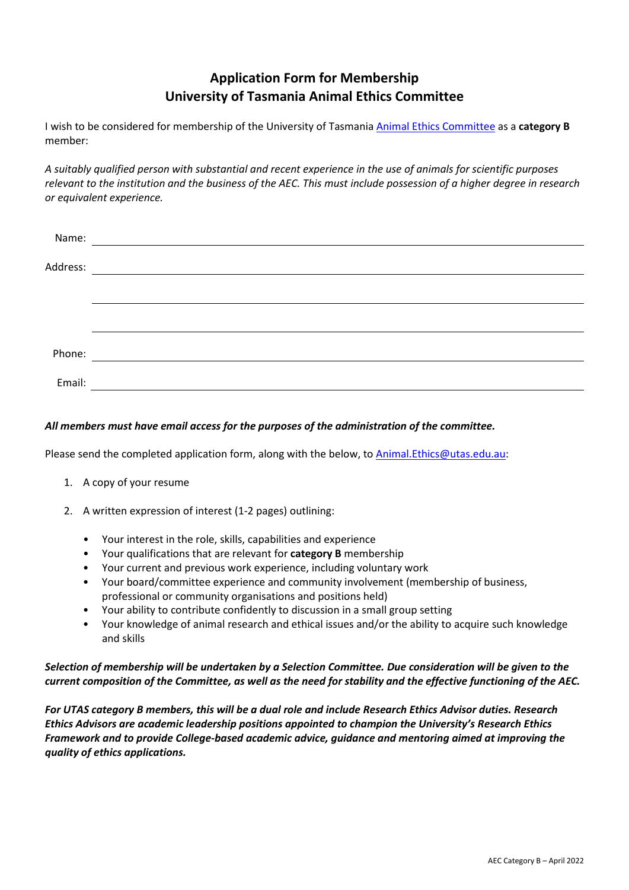# Application Form for Membership
# University of Tasmania Animal Ethics Committee

I wish to be considered for membership of the University of Tasmania Animal Ethics Committee as a **category B** member:

*A suitably qualified person with substantial and recent experience in the use of animals for scientific purposes relevant to the institution and the business of the AEC. This must include possession of a higher degree in research or equivalent experience.*

Name: ______________________________

Address: ______________________________

______________________________

______________________________

Phone: ______________________________

Email: ______________________________

***All members must have email access for the purposes of the administration of the committee.***

Please send the completed application form, along with the below, to Animal.Ethics@utas.edu.au:

1. A copy of your resume
2. A written expression of interest (1-2 pages) outlining:
   - Your interest in the role, skills, capabilities and experience
   - Your qualifications that are relevant for **category B** membership
   - Your current and previous work experience, including voluntary work
   - Your board/committee experience and community involvement (membership of business, professional or community organisations and positions held)
   - Your ability to contribute confidently to discussion in a small group setting
   - Your knowledge of animal research and ethical issues and/or the ability to acquire such knowledge and skills

***Selection of membership will be undertaken by a Selection Committee. Due consideration will be given to the current composition of the Committee, as well as the need for stability and the effective functioning of the AEC.***

***For UTAS category B members, this will be a dual role and include Research Ethics Advisor duties. Research Ethics Advisors are academic leadership positions appointed to champion the University's Research Ethics Framework and to provide College-based academic advice, guidance and mentoring aimed at improving the quality of ethics applications.***